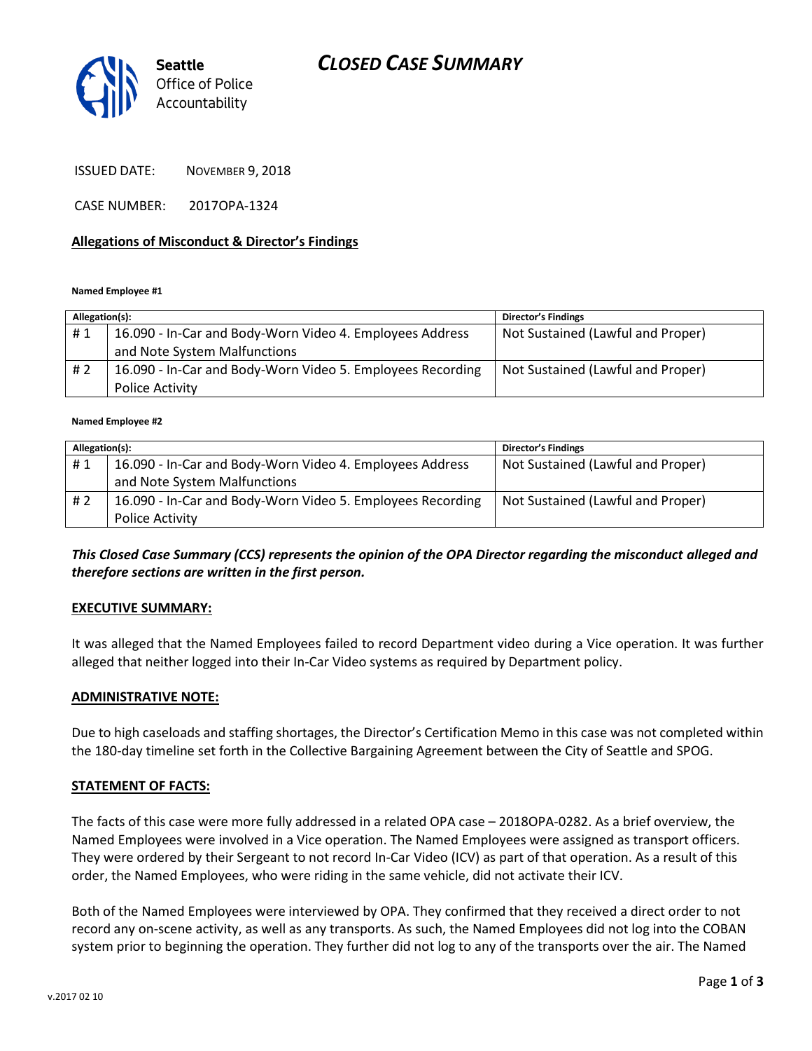# CLOSED CASE SUMMARY

Seattle Office of Police Accountability

ISSUED DATE: NOVEMBER 9, 2018

CASE NUMBER: 2017OPA-1324

**Allegations of Misconduct & Director's Findings**

**Named Employee #1**

| Allegation(s): | | Director's Findings |
|---|---|---|
| # 1 | 16.090 - In-Car and Body-Worn Video 4. Employees Address and Note System Malfunctions | Not Sustained (Lawful and Proper) |
| # 2 | 16.090 - In-Car and Body-Worn Video 5. Employees Recording Police Activity | Not Sustained (Lawful and Proper) |

**Named Employee #2**

| Allegation(s): | | Director's Findings |
|---|---|---|
| # 1 | 16.090 - In-Car and Body-Worn Video 4. Employees Address and Note System Malfunctions | Not Sustained (Lawful and Proper) |
| # 2 | 16.090 - In-Car and Body-Worn Video 5. Employees Recording Police Activity | Not Sustained (Lawful and Proper) |

***This Closed Case Summary (CCS) represents the opinion of the OPA Director regarding the misconduct alleged and therefore sections are written in the first person.***

**EXECUTIVE SUMMARY:**

It was alleged that the Named Employees failed to record Department video during a Vice operation. It was further alleged that neither logged into their In-Car Video systems as required by Department policy.

**ADMINISTRATIVE NOTE:**

Due to high caseloads and staffing shortages, the Director's Certification Memo in this case was not completed within the 180-day timeline set forth in the Collective Bargaining Agreement between the City of Seattle and SPOG.

**STATEMENT OF FACTS:**

The facts of this case were more fully addressed in a related OPA case – 2018OPA-0282. As a brief overview, the Named Employees were involved in a Vice operation. The Named Employees were assigned as transport officers. They were ordered by their Sergeant to not record In-Car Video (ICV) as part of that operation. As a result of this order, the Named Employees, who were riding in the same vehicle, did not activate their ICV.

Both of the Named Employees were interviewed by OPA. They confirmed that they received a direct order to not record any on-scene activity, as well as any transports. As such, the Named Employees did not log into the COBAN system prior to beginning the operation. They further did not log to any of the transports over the air. The Named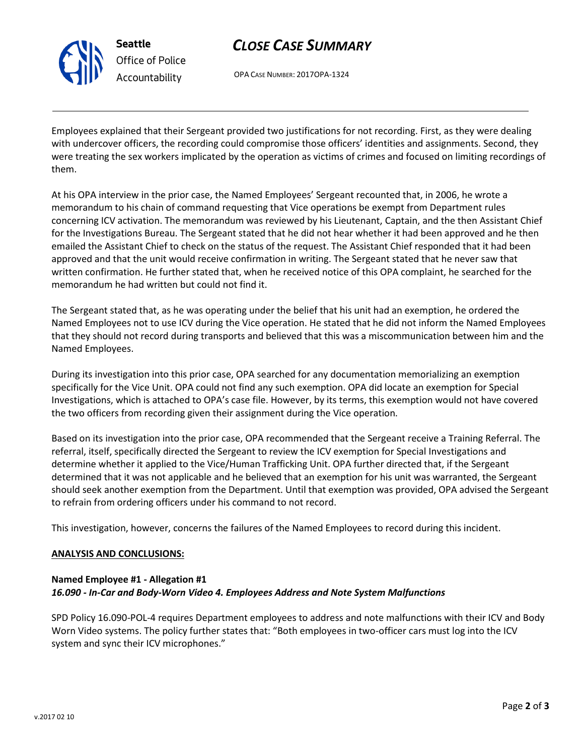Employees explained that their Sergeant provided two justifications for not recording. First, as they were dealing with undercover officers, the recording could compromise those officers' identities and assignments. Second, they were treating the sex workers implicated by the operation as victims of crimes and focused on limiting recordings of them.

At his OPA interview in the prior case, the Named Employees' Sergeant recounted that, in 2006, he wrote a memorandum to his chain of command requesting that Vice operations be exempt from Department rules concerning ICV activation. The memorandum was reviewed by his Lieutenant, Captain, and the then Assistant Chief for the Investigations Bureau. The Sergeant stated that he did not hear whether it had been approved and he then emailed the Assistant Chief to check on the status of the request. The Assistant Chief responded that it had been approved and that the unit would receive confirmation in writing. The Sergeant stated that he never saw that written confirmation. He further stated that, when he received notice of this OPA complaint, he searched for the memorandum he had written but could not find it.

The Sergeant stated that, as he was operating under the belief that his unit had an exemption, he ordered the Named Employees not to use ICV during the Vice operation. He stated that he did not inform the Named Employees that they should not record during transports and believed that this was a miscommunication between him and the Named Employees.

During its investigation into this prior case, OPA searched for any documentation memorializing an exemption specifically for the Vice Unit. OPA could not find any such exemption. OPA did locate an exemption for Special Investigations, which is attached to OPA's case file. However, by its terms, this exemption would not have covered the two officers from recording given their assignment during the Vice operation.

Based on its investigation into the prior case, OPA recommended that the Sergeant receive a Training Referral. The referral, itself, specifically directed the Sergeant to review the ICV exemption for Special Investigations and determine whether it applied to the Vice/Human Trafficking Unit. OPA further directed that, if the Sergeant determined that it was not applicable and he believed that an exemption for his unit was warranted, the Sergeant should seek another exemption from the Department. Until that exemption was provided, OPA advised the Sergeant to refrain from ordering officers under his command to not record.

This investigation, however, concerns the failures of the Named Employees to record during this incident.

**ANALYSIS AND CONCLUSIONS:**

**Named Employee #1 - Allegation #1**
***16.090 - In-Car and Body-Worn Video 4. Employees Address and Note System Malfunctions***

SPD Policy 16.090-POL-4 requires Department employees to address and note malfunctions with their ICV and Body Worn Video systems. The policy further states that: "Both employees in two-officer cars must log into the ICV system and sync their ICV microphones."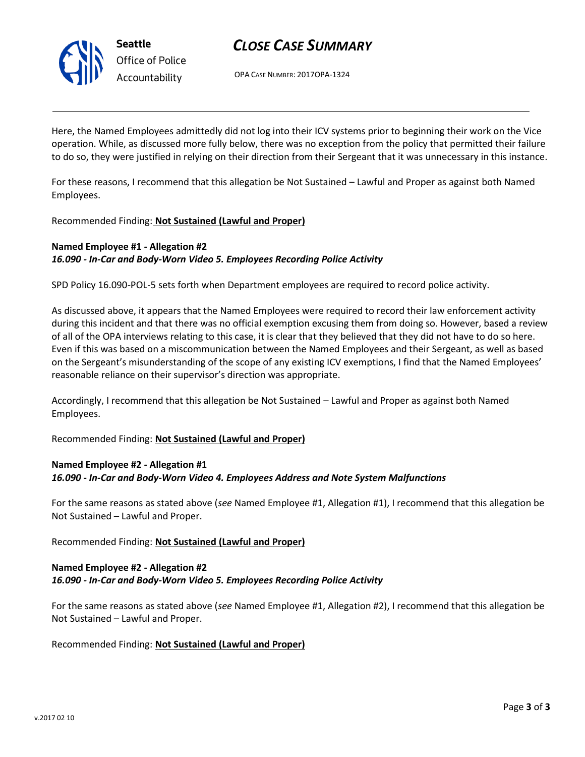Here, the Named Employees admittedly did not log into their ICV systems prior to beginning their work on the Vice operation. While, as discussed more fully below, there was no exception from the policy that permitted their failure to do so, they were justified in relying on their direction from their Sergeant that it was unnecessary in this instance.

For these reasons, I recommend that this allegation be Not Sustained – Lawful and Proper as against both Named Employees.

Recommended Finding: **Not Sustained (Lawful and Proper)**

**Named Employee #1 - Allegation #2**
***16.090 - In-Car and Body-Worn Video 5. Employees Recording Police Activity***

SPD Policy 16.090-POL-5 sets forth when Department employees are required to record police activity.

As discussed above, it appears that the Named Employees were required to record their law enforcement activity during this incident and that there was no official exemption excusing them from doing so. However, based a review of all of the OPA interviews relating to this case, it is clear that they believed that they did not have to do so here. Even if this was based on a miscommunication between the Named Employees and their Sergeant, as well as based on the Sergeant's misunderstanding of the scope of any existing ICV exemptions, I find that the Named Employees' reasonable reliance on their supervisor's direction was appropriate.

Accordingly, I recommend that this allegation be Not Sustained – Lawful and Proper as against both Named Employees.

Recommended Finding: **Not Sustained (Lawful and Proper)**

**Named Employee #2 - Allegation #1**
***16.090 - In-Car and Body-Worn Video 4. Employees Address and Note System Malfunctions***

For the same reasons as stated above (*see* Named Employee #1, Allegation #1), I recommend that this allegation be Not Sustained – Lawful and Proper.

Recommended Finding: **Not Sustained (Lawful and Proper)**

**Named Employee #2 - Allegation #2**
***16.090 - In-Car and Body-Worn Video 5. Employees Recording Police Activity***

For the same reasons as stated above (*see* Named Employee #1, Allegation #2), I recommend that this allegation be Not Sustained – Lawful and Proper.

Recommended Finding: **Not Sustained (Lawful and Proper)**